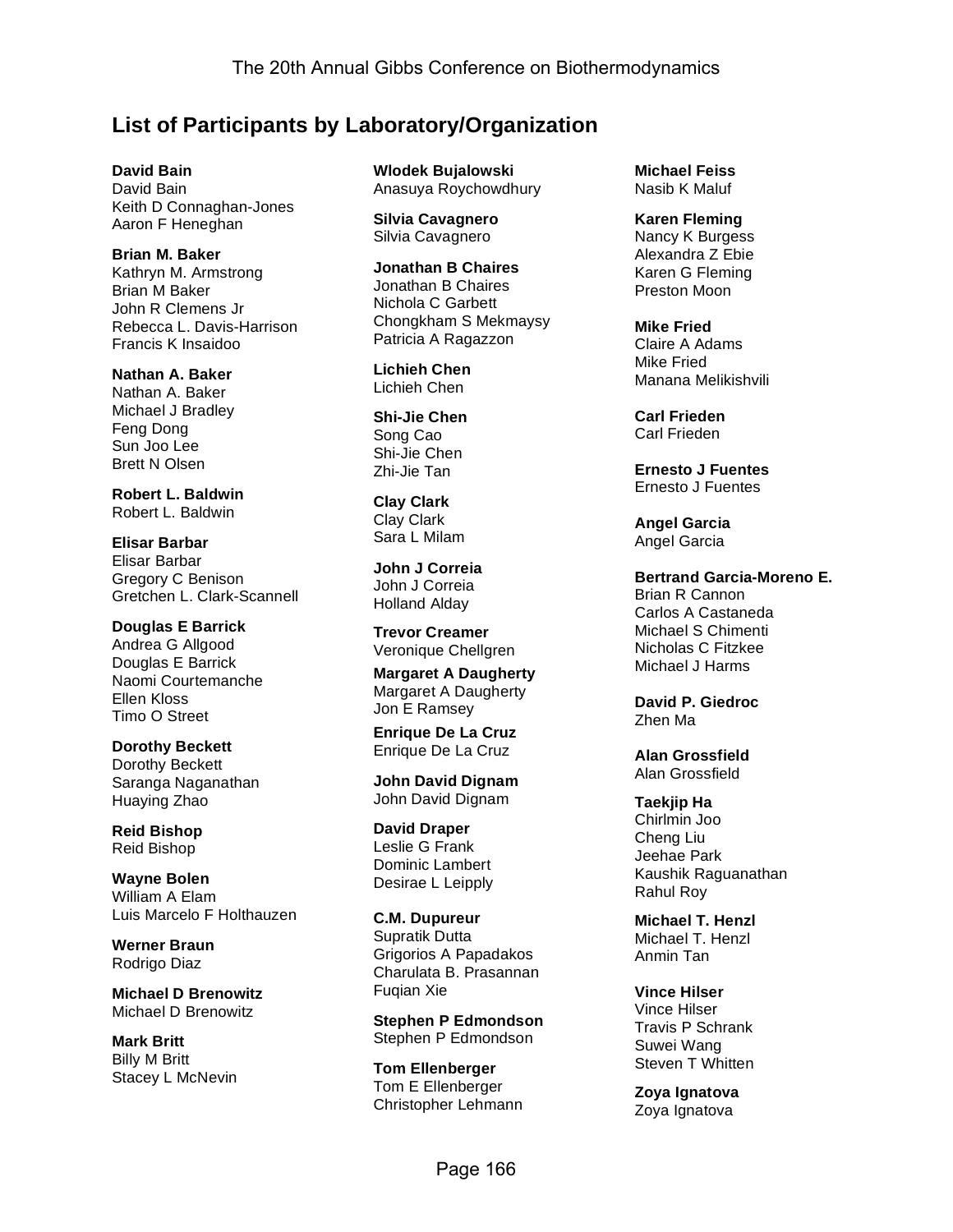## List of Participants by Laboratory/Organization

**David Bain**
David Bain
Keith D Connaghan-Jones
Aaron F Heneghan

**Brian M. Baker**
Kathryn M. Armstrong
Brian M Baker
John R Clemens Jr
Rebecca L. Davis-Harrison
Francis K Insaidoo

**Nathan A. Baker**
Nathan A. Baker
Michael J Bradley
Feng Dong
Sun Joo Lee
Brett N Olsen

**Robert L. Baldwin**
Robert L. Baldwin

**Elisar Barbar**
Elisar Barbar
Gregory C Benison
Gretchen L. Clark-Scannell

**Douglas E Barrick**
Andrea G Allgood
Douglas E Barrick
Naomi Courtemanche
Ellen Kloss
Timo O Street

**Dorothy Beckett**
Dorothy Beckett
Saranga Naganathan
Huaying Zhao

**Reid Bishop**
Reid Bishop

**Wayne Bolen**
William A Elam
Luis Marcelo F Holthauzen

**Werner Braun**
Rodrigo Diaz

**Michael D Brenowitz**
Michael D Brenowitz

**Mark Britt**
Billy M Britt
Stacey L McNevin

**Wlodek Bujalowski**
Anasuya Roychowdhury

**Silvia Cavagnero**
Silvia Cavagnero

**Jonathan B Chaires**
Jonathan B Chaires
Nichola C Garbett
Chongkham S Mekmaysy
Patricia A Ragazzon

**Lichieh Chen**
Lichieh Chen

**Shi-Jie Chen**
Song Cao
Shi-Jie Chen
Zhi-Jie Tan

**Clay Clark**
Clay Clark
Sara L Milam

**John J Correia**
John J Correia
Holland Alday

**Trevor Creamer**
Veronique Chellgren

**Margaret A Daugherty**
Margaret A Daugherty
Jon E Ramsey

**Enrique De La Cruz**
Enrique De La Cruz

**John David Dignam**
John David Dignam

**David Draper**
Leslie G Frank
Dominic Lambert
Desirae L Leipply

**C.M. Dupureur**
Supratik Dutta
Grigorios A Papadakos
Charulata B. Prasannan
Fuqian Xie

**Stephen P Edmondson**
Stephen P Edmondson

**Tom Ellenberger**
Tom E Ellenberger
Christopher Lehmann

**Michael Feiss**
Nasib K Maluf

**Karen Fleming**
Nancy K Burgess
Alexandra Z Ebie
Karen G Fleming
Preston Moon

**Mike Fried**
Claire A Adams
Mike Fried
Manana Melikishvili

**Carl Frieden**
Carl Frieden

**Ernesto J Fuentes**
Ernesto J Fuentes

**Angel Garcia**
Angel Garcia

**Bertrand Garcia-Moreno E.**
Brian R Cannon
Carlos A Castaneda
Michael S Chimenti
Nicholas C Fitzkee
Michael J Harms

**David P. Giedroc**
Zhen Ma

**Alan Grossfield**
Alan Grossfield

**Taekjip Ha**
Chirlmin Joo
Cheng Liu
Jeehae Park
Kaushik Raguanathan
Rahul Roy

**Michael T. Henzl**
Michael T. Henzl
Anmin Tan

**Vince Hilser**
Vince Hilser
Travis P Schrank
Suwei Wang
Steven T Whitten

**Zoya Ignatova**
Zoya Ignatova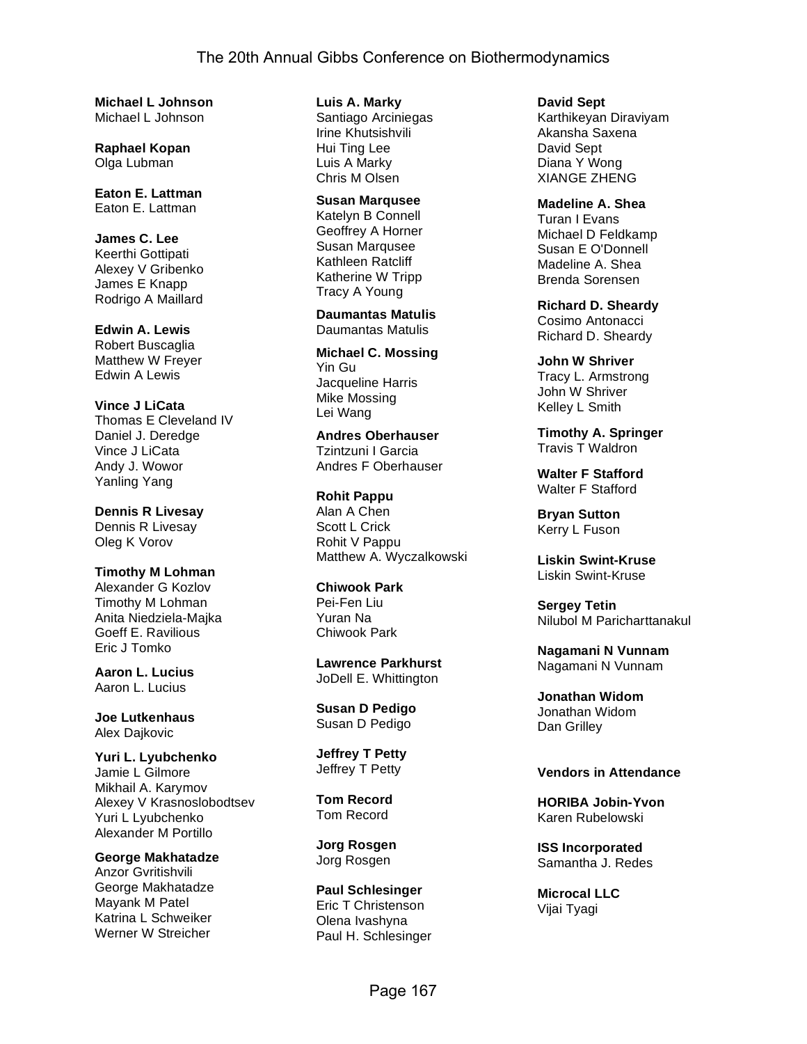**Michael L Johnson**
Michael L Johnson

**Raphael Kopan**
Olga Lubman

**Eaton E. Lattman**
Eaton E. Lattman

**James C. Lee**
Keerthi Gottipati
Alexey V Gribenko
James E Knapp
Rodrigo A Maillard

**Edwin A. Lewis**
Robert Buscaglia
Matthew W Freyer
Edwin A Lewis

**Vince J LiCata**
Thomas E Cleveland IV
Daniel J. Deredge
Vince J LiCata
Andy J. Wowor
Yanling Yang

**Dennis R Livesay**
Dennis R Livesay
Oleg K Vorov

**Timothy M Lohman**
Alexander G Kozlov
Timothy M Lohman
Anita Niedziela-Majka
Goeff E. Ravilious
Eric J Tomko

**Aaron L. Lucius**
Aaron L. Lucius

**Joe Lutkenhaus**
Alex Dajkovic

**Yuri L. Lyubchenko**
Jamie L Gilmore
Mikhail A. Karymov
Alexey V Krasnoslobodtsev
Yuri L Lyubchenko
Alexander M Portillo

**George Makhatadze**
Anzor Gvritishvili
George Makhatadze
Mayank M Patel
Katrina L Schweiker
Werner W Streicher

**Luis A. Marky**
Santiago Arciniegas
Irine Khutsishvili
Hui Ting Lee
Luis A Marky
Chris M Olsen

**Susan Marqusee**
Katelyn B Connell
Geoffrey A Horner
Susan Marqusee
Kathleen Ratcliff
Katherine W Tripp
Tracy A Young

**Daumantas Matulis**
Daumantas Matulis

**Michael C. Mossing**
Yin Gu
Jacqueline Harris
Mike Mossing
Lei Wang

**Andres Oberhauser**
Tzintzuni I Garcia
Andres F Oberhauser

**Rohit Pappu**
Alan A Chen
Scott L Crick
Rohit V Pappu
Matthew A. Wyczalkowski

**Chiwook Park**
Pei-Fen Liu
Yuran Na
Chiwook Park

**Lawrence Parkhurst**
JoDell E. Whittington

**Susan D Pedigo**
Susan D Pedigo

**Jeffrey T Petty**
Jeffrey T Petty

**Tom Record**
Tom Record

**Jorg Rosgen**
Jorg Rosgen

**Paul Schlesinger**
Eric T Christenson
Olena Ivashyna
Paul H. Schlesinger

**David Sept**
Karthikeyan Diraviyam
Akansha Saxena
David Sept
Diana Y Wong
XIANGE ZHENG

**Madeline A. Shea**
Turan I Evans
Michael D Feldkamp
Susan E O'Donnell
Madeline A. Shea
Brenda Sorensen

**Richard D. Sheardy**
Cosimo Antonacci
Richard D. Sheardy

**John W Shriver**
Tracy L. Armstrong
John W Shriver
Kelley L Smith

**Timothy A. Springer**
Travis T Waldron

**Walter F Stafford**
Walter F Stafford

**Bryan Sutton**
Kerry L Fuson

**Liskin Swint-Kruse**
Liskin Swint-Kruse

**Sergey Tetin**
Nilubol M Paricharttanakul

**Nagamani N Vunnam**
Nagamani N Vunnam

**Jonathan Widom**
Jonathan Widom
Dan Grilley

**Vendors in Attendance**

**HORIBA Jobin-Yvon**
Karen Rubelowski

**ISS Incorporated**
Samantha J. Redes

**Microcal LLC**
Vijai Tyagi